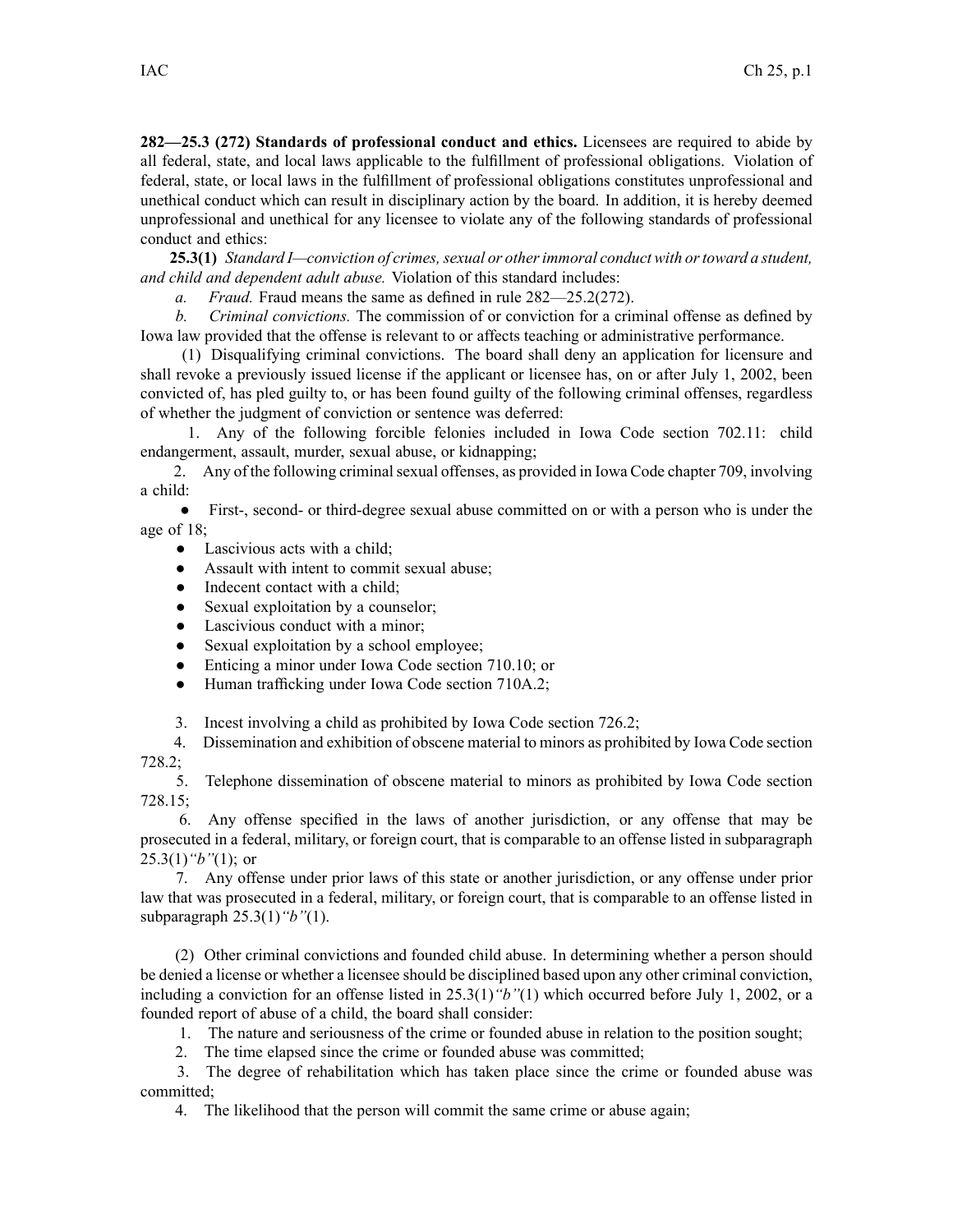**282—25.3 (272) Standards of professional conduct and ethics.** Licensees are required to abide by all federal, state, and local laws applicable to the fulfillment of professional obligations. Violation of federal, state, or local laws in the fulfillment of professional obligations constitutes unprofessional and unethical conduct which can result in disciplinary action by the board. In addition, it is hereby deemed unprofessional and unethical for any licensee to violate any of the following standards of professional conduct and ethics:

**25.3(1)** *Standard I—conviction of crimes, sexual or other immoral conduct with or toward a student, and child and dependent adult abuse.* Violation of this standard includes:

*a. Fraud.* Fraud means the same as defined in rule 282—25.2(272).

*b. Criminal convictions.* The commission of or conviction for a criminal offense as defined by Iowa law provided that the offense is relevant to or affects teaching or administrative performance.

(1) Disqualifying criminal convictions. The board shall deny an application for licensure and shall revoke a previously issued license if the applicant or licensee has, on or after July 1, 2002, been convicted of, has pled guilty to, or has been found guilty of the following criminal offenses, regardless of whether the judgment of conviction or sentence was deferred:

1. Any of the following forcible felonies included in Iowa Code section 702.11: child endangerment, assault, murder, sexual abuse, or kidnapping;

2. Any of the following criminal sexual offenses, as provided in Iowa Code chapter 709, involving a child:

- First-, second- or third-degree sexual abuse committed on or with a person who is under the age of 18;
- Lascivious acts with a child;
- Assault with intent to commit sexual abuse;
- Indecent contact with a child;
- Sexual exploitation by a counselor;
- Lascivious conduct with a minor;
- Sexual exploitation by a school employee;
- Enticing a minor under Iowa Code section 710.10; or
- Human trafficking under Iowa Code section 710A.2;

3. Incest involving a child as prohibited by Iowa Code section 726.2;

4. Dissemination and exhibition of obscene material to minors as prohibited by Iowa Code section 728.2;

5. Telephone dissemination of obscene material to minors as prohibited by Iowa Code section 728.15;

6. Any offense specified in the laws of another jurisdiction, or any offense that may be prosecuted in a federal, military, or foreign court, that is comparable to an offense listed in subparagraph 25.3(1)*"b"*(1); or

7. Any offense under prior laws of this state or another jurisdiction, or any offense under prior law that was prosecuted in a federal, military, or foreign court, that is comparable to an offense listed in subparagraph 25.3(1)*"b"*(1).

(2) Other criminal convictions and founded child abuse. In determining whether a person should be denied a license or whether a licensee should be disciplined based upon any other criminal conviction, including a conviction for an offense listed in 25.3(1)*"b"*(1) which occurred before July 1, 2002, or a founded report of abuse of a child, the board shall consider:

1. The nature and seriousness of the crime or founded abuse in relation to the position sought;

2. The time elapsed since the crime or founded abuse was committed;

3. The degree of rehabilitation which has taken place since the crime or founded abuse was committed;

4. The likelihood that the person will commit the same crime or abuse again;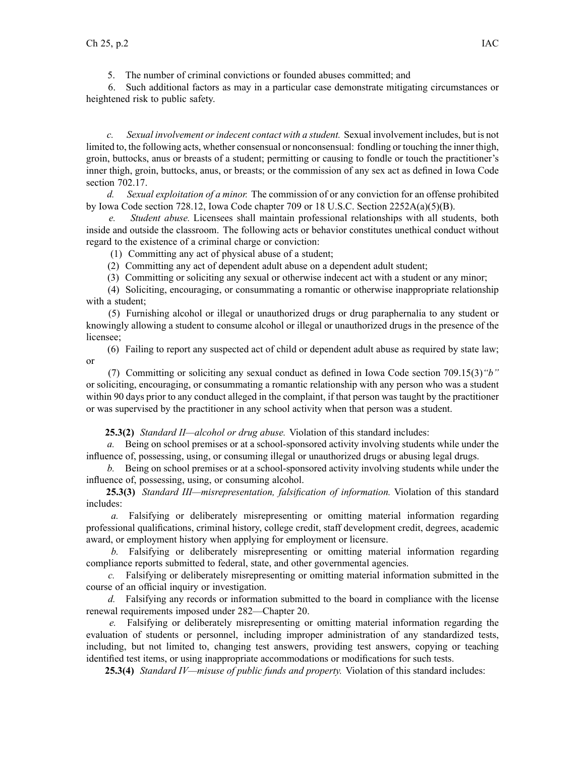5. The number of criminal convictions or founded abuses committed; and

6. Such additional factors as may in a particular case demonstrate mitigating circumstances or heightened risk to public safety.

*c. Sexual involvement or indecent contact with a student.* Sexual involvement includes, but is not limited to, the following acts, whether consensual or nonconsensual: fondling or touching the inner thigh, groin, buttocks, anus or breasts of a student; permitting or causing to fondle or touch the practitioner's inner thigh, groin, buttocks, anus, or breasts; or the commission of any sex act as defined in Iowa Code section 702.17.

*d. Sexual exploitation of a minor.* The commission of or any conviction for an offense prohibited by Iowa Code section 728.12, Iowa Code chapter 709 or 18 U.S.C. Section 2252A(a)(5)(B).

*e. Student abuse.* Licensees shall maintain professional relationships with all students, both inside and outside the classroom. The following acts or behavior constitutes unethical conduct without regard to the existence of a criminal charge or conviction:

(1) Committing any act of physical abuse of a student;

(2) Committing any act of dependent adult abuse on a dependent adult student;

(3) Committing or soliciting any sexual or otherwise indecent act with a student or any minor;

(4) Soliciting, encouraging, or consummating a romantic or otherwise inappropriate relationship with a student;

(5) Furnishing alcohol or illegal or unauthorized drugs or drug paraphernalia to any student or knowingly allowing a student to consume alcohol or illegal or unauthorized drugs in the presence of the licensee;

(6) Failing to report any suspected act of child or dependent adult abuse as required by state law; or

(7) Committing or soliciting any sexual conduct as defined in Iowa Code section 709.15(3)*"b"* or soliciting, encouraging, or consummating a romantic relationship with any person who was a student within 90 days prior to any conduct alleged in the complaint, if that person was taught by the practitioner or was supervised by the practitioner in any school activity when that person was a student.

**25.3(2)** *Standard II—alcohol or drug abuse.* Violation of this standard includes:

*a.* Being on school premises or at a school-sponsored activity involving students while under the influence of, possessing, using, or consuming illegal or unauthorized drugs or abusing legal drugs.

*b.* Being on school premises or at a school-sponsored activity involving students while under the influence of, possessing, using, or consuming alcohol.

**25.3(3)** *Standard III—misrepresentation, falsification of information.* Violation of this standard includes:

*a.* Falsifying or deliberately misrepresenting or omitting material information regarding professional qualifications, criminal history, college credit, staff development credit, degrees, academic award, or employment history when applying for employment or licensure.

*b.* Falsifying or deliberately misrepresenting or omitting material information regarding compliance reports submitted to federal, state, and other governmental agencies.

*c.* Falsifying or deliberately misrepresenting or omitting material information submitted in the course of an official inquiry or investigation.

*d.* Falsifying any records or information submitted to the board in compliance with the license renewal requirements imposed under 282—Chapter 20.

*e.* Falsifying or deliberately misrepresenting or omitting material information regarding the evaluation of students or personnel, including improper administration of any standardized tests, including, but not limited to, changing test answers, providing test answers, copying or teaching identified test items, or using inappropriate accommodations or modifications for such tests.

**25.3(4)** *Standard IV—misuse of public funds and property.* Violation of this standard includes: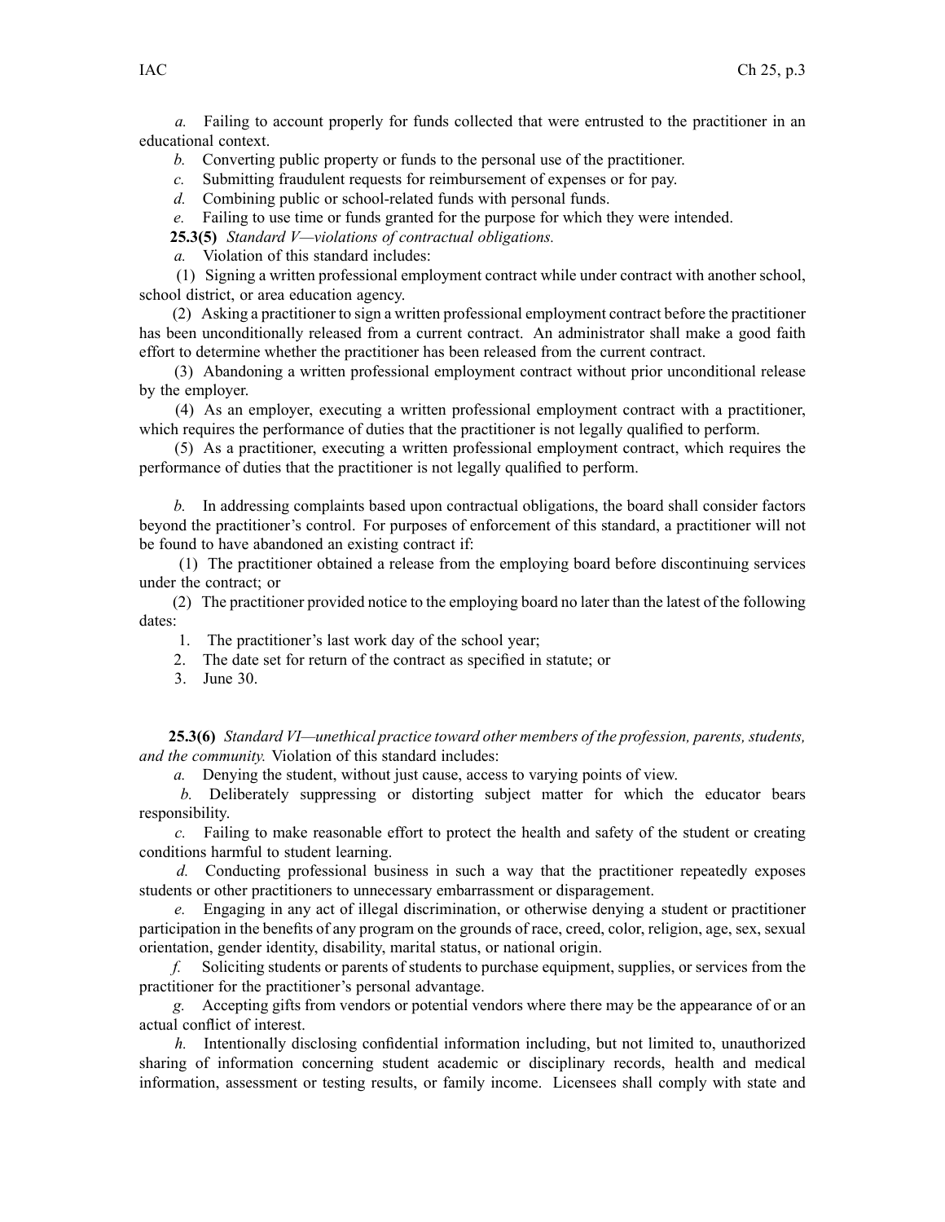*a.* Failing to account properly for funds collected that were entrusted to the practitioner in an educational context.

*b.* Converting public property or funds to the personal use of the practitioner.

*c.* Submitting fraudulent requests for reimbursement of expenses or for pay.

*d.* Combining public or school-related funds with personal funds.

*e.* Failing to use time or funds granted for the purpose for which they were intended.

**25.3(5)** *Standard V—violations of contractual obligations.*

*a.* Violation of this standard includes:

(1) Signing a written professional employment contract while under contract with another school, school district, or area education agency.

(2) Asking a practitioner to sign a written professional employment contract before the practitioner has been unconditionally released from a current contract. An administrator shall make a good faith effort to determine whether the practitioner has been released from the current contract.

(3) Abandoning a written professional employment contract without prior unconditional release by the employer.

(4) As an employer, executing a written professional employment contract with a practitioner, which requires the performance of duties that the practitioner is not legally qualified to perform.

(5) As a practitioner, executing a written professional employment contract, which requires the performance of duties that the practitioner is not legally qualified to perform.

*b.* In addressing complaints based upon contractual obligations, the board shall consider factors beyond the practitioner's control. For purposes of enforcement of this standard, a practitioner will not be found to have abandoned an existing contract if:

(1) The practitioner obtained a release from the employing board before discontinuing services under the contract; or

(2) The practitioner provided notice to the employing board no later than the latest of the following dates:

1. The practitioner's last work day of the school year;
2. The date set for return of the contract as specified in statute; or
3. June 30.

**25.3(6)** *Standard VI—unethical practice toward other members of the profession, parents, students, and the community.* Violation of this standard includes:

*a.* Denying the student, without just cause, access to varying points of view.

*b.* Deliberately suppressing or distorting subject matter for which the educator bears responsibility.

*c.* Failing to make reasonable effort to protect the health and safety of the student or creating conditions harmful to student learning.

*d.* Conducting professional business in such a way that the practitioner repeatedly exposes students or other practitioners to unnecessary embarrassment or disparagement.

*e.* Engaging in any act of illegal discrimination, or otherwise denying a student or practitioner participation in the benefits of any program on the grounds of race, creed, color, religion, age, sex, sexual orientation, gender identity, disability, marital status, or national origin.

*f.* Soliciting students or parents of students to purchase equipment, supplies, or services from the practitioner for the practitioner's personal advantage.

*g.* Accepting gifts from vendors or potential vendors where there may be the appearance of or an actual conflict of interest.

*h.* Intentionally disclosing confidential information including, but not limited to, unauthorized sharing of information concerning student academic or disciplinary records, health and medical information, assessment or testing results, or family income. Licensees shall comply with state and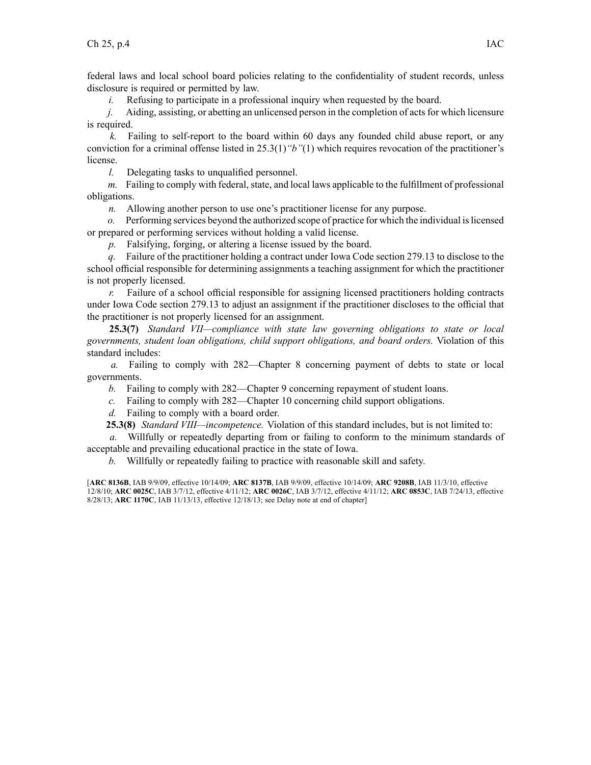federal laws and local school board policies relating to the confidentiality of student records, unless disclosure is required or permitted by law.

*i.* Refusing to participate in a professional inquiry when requested by the board.

*j.* Aiding, assisting, or abetting an unlicensed person in the completion of acts for which licensure is required.

*k.* Failing to self-report to the board within 60 days any founded child abuse report, or any conviction for a criminal offense listed in 25.3(1)*"b"*(1) which requires revocation of the practitioner's license.

*l.* Delegating tasks to unqualified personnel.

*m.* Failing to comply with federal, state, and local laws applicable to the fulfillment of professional obligations.

*n.* Allowing another person to use one's practitioner license for any purpose.

*o.* Performing services beyond the authorized scope of practice for which the individual is licensed or prepared or performing services without holding a valid license.

*p.* Falsifying, forging, or altering a license issued by the board.

*q.* Failure of the practitioner holding a contract under Iowa Code section 279.13 to disclose to the school official responsible for determining assignments a teaching assignment for which the practitioner is not properly licensed.

*r.* Failure of a school official responsible for assigning licensed practitioners holding contracts under Iowa Code section 279.13 to adjust an assignment if the practitioner discloses to the official that the practitioner is not properly licensed for an assignment.

**25.3(7)** *Standard VII—compliance with state law governing obligations to state or local governments, student loan obligations, child support obligations, and board orders.* Violation of this standard includes:

*a.* Failing to comply with 282—Chapter 8 concerning payment of debts to state or local governments.

*b.* Failing to comply with 282—Chapter 9 concerning repayment of student loans.

*c.* Failing to comply with 282—Chapter 10 concerning child support obligations.

*d.* Failing to comply with a board order.

**25.3(8)** *Standard VIII—incompetence.* Violation of this standard includes, but is not limited to:

*a.* Willfully or repeatedly departing from or failing to conform to the minimum standards of acceptable and prevailing educational practice in the state of Iowa.

*b.* Willfully or repeatedly failing to practice with reasonable skill and safety.

[**ARC 8136B**, IAB 9/9/09, effective 10/14/09; **ARC 8137B**, IAB 9/9/09, effective 10/14/09; **ARC 9208B**, IAB 11/3/10, effective 12/8/10; **ARC 0025C**, IAB 3/7/12, effective 4/11/12; **ARC 0026C**, IAB 3/7/12, effective 4/11/12; **ARC 0853C**, IAB 7/24/13, effective 8/28/13; **ARC 1170C**, IAB 11/13/13, effective 12/18/13; see Delay note at end of chapter]